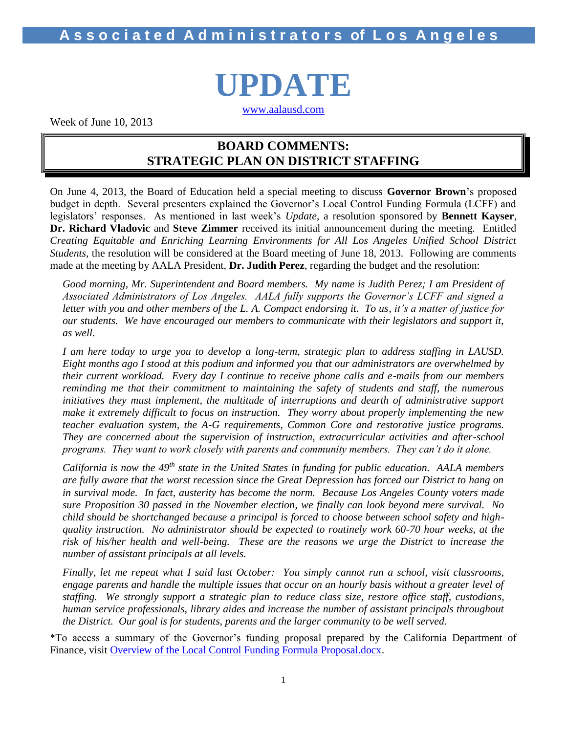# Associated Administrators of Los Angeles

# UPDATE

www.aalausd.com

Week of June 10, 2013

## BOARD COMMENTS: STRATEGIC PLAN ON DISTRICT STAFFING

On June 4, 2013, the Board of Education held a special meeting to discuss **Governor Brown**'s proposed budget in depth. Several presenters explained the Governor's Local Control Funding Formula (LCFF) and legislators' responses. As mentioned in last week's *Update*, a resolution sponsored by **Bennett Kayser**, **Dr. Richard Vladovic** and **Steve Zimmer** received its initial announcement during the meeting. Entitled *Creating Equitable and Enriching Learning Environments for All Los Angeles Unified School District Students*, the resolution will be considered at the Board meeting of June 18, 2013. Following are comments made at the meeting by AALA President, **Dr. Judith Perez**, regarding the budget and the resolution:

> *Good morning, Mr. Superintendent and Board members. My name is Judith Perez; I am President of Associated Administrators of Los Angeles. AALA fully supports the Governor's LCFF and signed a letter with you and other members of the L. A. Compact endorsing it. To us, it's a matter of justice for our students. We have encouraged our members to communicate with their legislators and support it, as well.*
>
> *I am here today to urge you to develop a long-term, strategic plan to address staffing in LAUSD. Eight months ago I stood at this podium and informed you that our administrators are overwhelmed by their current workload. Every day I continue to receive phone calls and e-mails from our members reminding me that their commitment to maintaining the safety of students and staff, the numerous initiatives they must implement, the multitude of interruptions and dearth of administrative support make it extremely difficult to focus on instruction. They worry about properly implementing the new teacher evaluation system, the A-G requirements, Common Core and restorative justice programs. They are concerned about the supervision of instruction, extracurricular activities and after-school programs. They want to work closely with parents and community members. They can't do it alone.*
>
> *California is now the 49th state in the United States in funding for public education. AALA members are fully aware that the worst recession since the Great Depression has forced our District to hang on in survival mode. In fact, austerity has become the norm. Because Los Angeles County voters made sure Proposition 30 passed in the November election, we finally can look beyond mere survival. No child should be shortchanged because a principal is forced to choose between school safety and high-quality instruction. No administrator should be expected to routinely work 60-70 hour weeks, at the risk of his/her health and well-being. These are the reasons we urge the District to increase the number of assistant principals at all levels.*
>
> *Finally, let me repeat what I said last October: You simply cannot run a school, visit classrooms, engage parents and handle the multiple issues that occur on an hourly basis without a greater level of staffing. We strongly support a strategic plan to reduce class size, restore office staff, custodians, human service professionals, library aides and increase the number of assistant principals throughout the District. Our goal is for students, parents and the larger community to be well served.*

*To access a summary of the Governor's funding proposal prepared by the California Department of Finance, visit Overview of the Local Control Funding Formula Proposal.docx.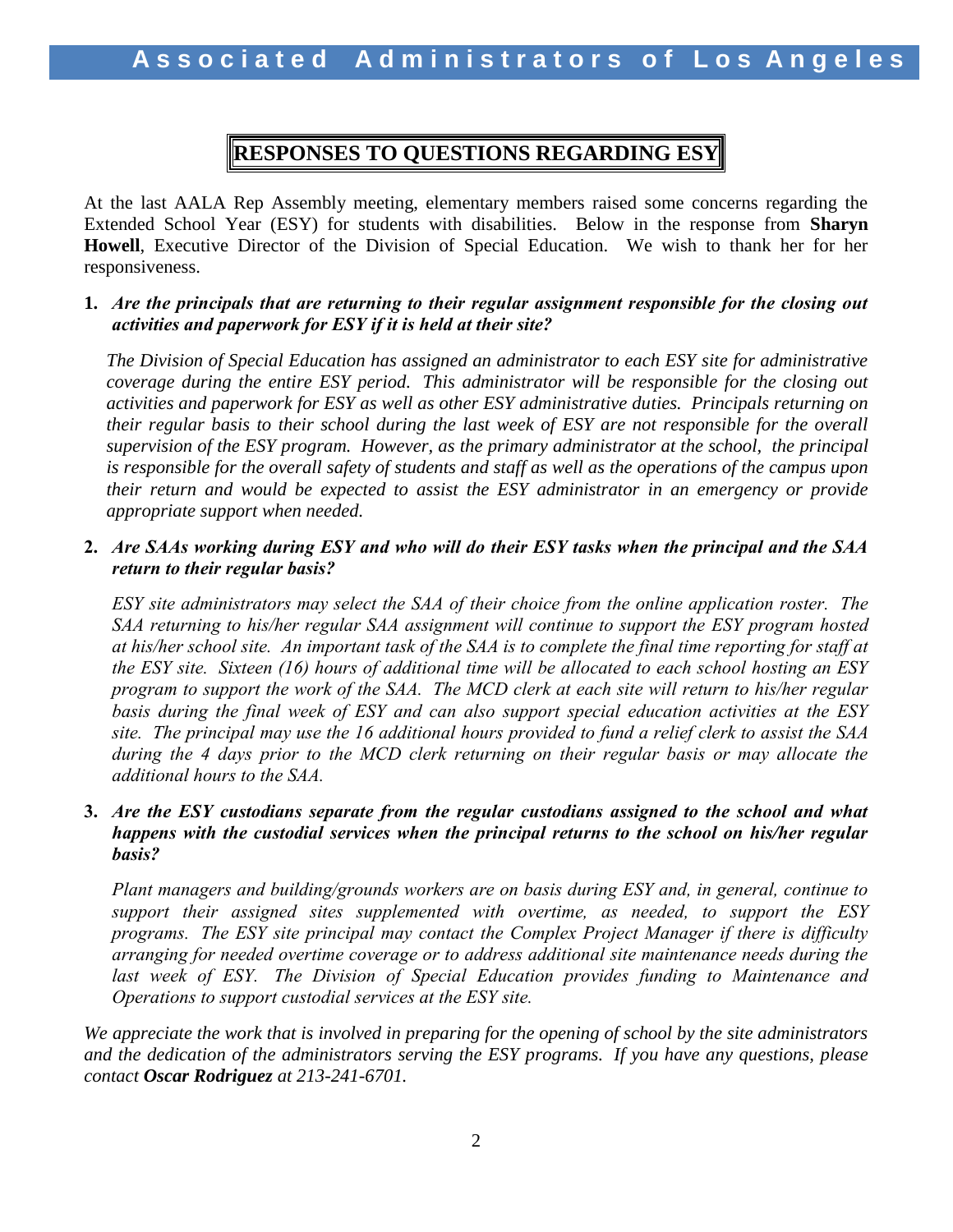# RESPONSES TO QUESTIONS REGARDING ESY

At the last AALA Rep Assembly meeting, elementary members raised some concerns regarding the Extended School Year (ESY) for students with disabilities. Below in the response from **Sharyn Howell**, Executive Director of the Division of Special Education. We wish to thank her for her responsiveness.

**1.** ***Are the principals that are returning to their regular assignment responsible for the closing out activities and paperwork for ESY if it is held at their site?***

*The Division of Special Education has assigned an administrator to each ESY site for administrative coverage during the entire ESY period. This administrator will be responsible for the closing out activities and paperwork for ESY as well as other ESY administrative duties. Principals returning on their regular basis to their school during the last week of ESY are not responsible for the overall supervision of the ESY program. However, as the primary administrator at the school, the principal is responsible for the overall safety of students and staff as well as the operations of the campus upon their return and would be expected to assist the ESY administrator in an emergency or provide appropriate support when needed.*

**2.** ***Are SAAs working during ESY and who will do their ESY tasks when the principal and the SAA return to their regular basis?***

*ESY site administrators may select the SAA of their choice from the online application roster. The SAA returning to his/her regular SAA assignment will continue to support the ESY program hosted at his/her school site. An important task of the SAA is to complete the final time reporting for staff at the ESY site. Sixteen (16) hours of additional time will be allocated to each school hosting an ESY program to support the work of the SAA. The MCD clerk at each site will return to his/her regular basis during the final week of ESY and can also support special education activities at the ESY site. The principal may use the 16 additional hours provided to fund a relief clerk to assist the SAA during the 4 days prior to the MCD clerk returning on their regular basis or may allocate the additional hours to the SAA.*

**3.** ***Are the ESY custodians separate from the regular custodians assigned to the school and what happens with the custodial services when the principal returns to the school on his/her regular basis?***

*Plant managers and building/grounds workers are on basis during ESY and, in general, continue to support their assigned sites supplemented with overtime, as needed, to support the ESY programs. The ESY site principal may contact the Complex Project Manager if there is difficulty arranging for needed overtime coverage or to address additional site maintenance needs during the last week of ESY. The Division of Special Education provides funding to Maintenance and Operations to support custodial services at the ESY site.*

*We appreciate the work that is involved in preparing for the opening of school by the site administrators and the dedication of the administrators serving the ESY programs. If you have any questions, please contact **Oscar Rodriguez** at 213-241-6701.*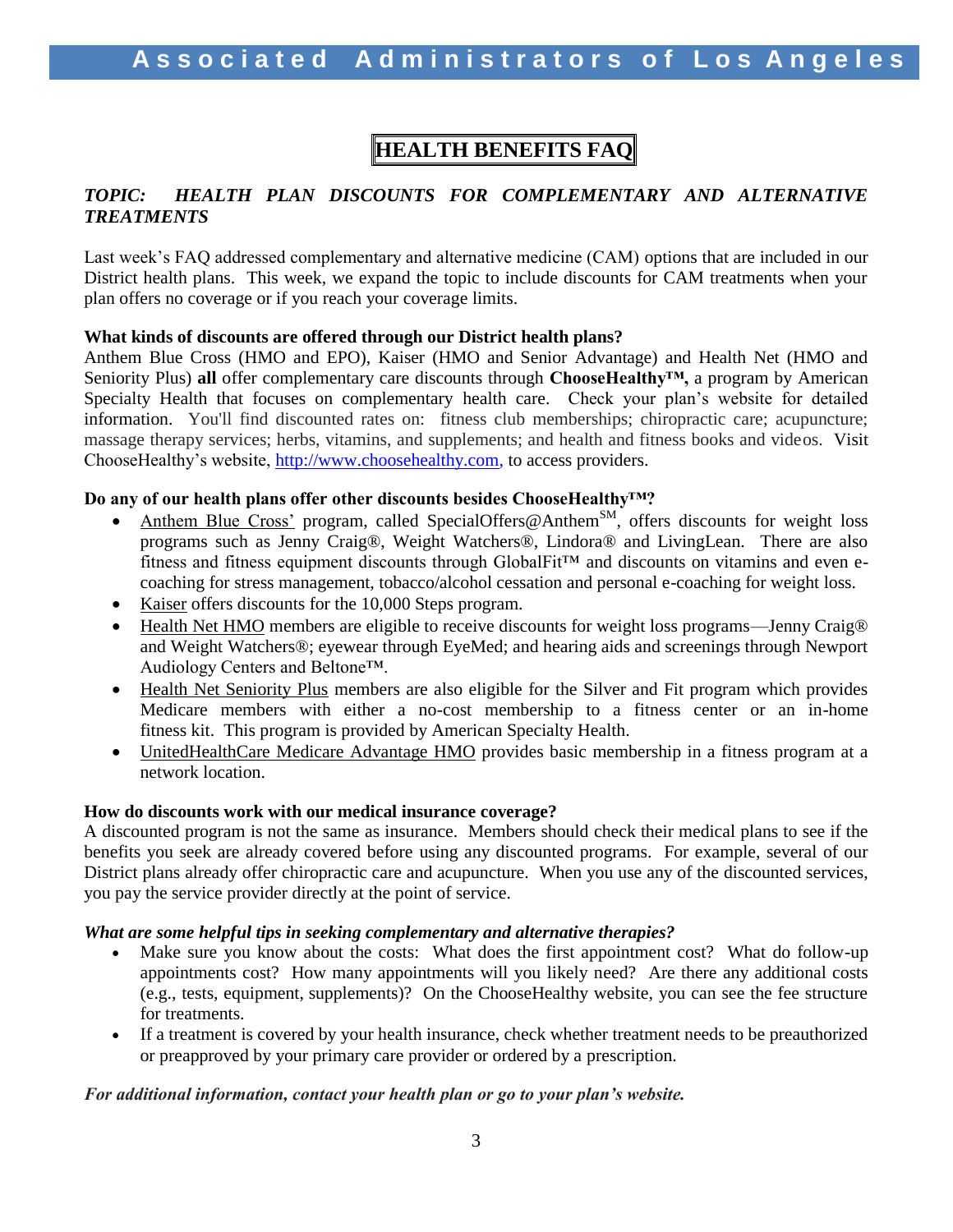# HEALTH BENEFITS FAQ

***TOPIC: HEALTH PLAN DISCOUNTS FOR COMPLEMENTARY AND ALTERNATIVE TREATMENTS***

Last week's FAQ addressed complementary and alternative medicine (CAM) options that are included in our District health plans. This week, we expand the topic to include discounts for CAM treatments when your plan offers no coverage or if you reach your coverage limits.

**What kinds of discounts are offered through our District health plans?**

Anthem Blue Cross (HMO and EPO), Kaiser (HMO and Senior Advantage) and Health Net (HMO and Seniority Plus) **all** offer complementary care discounts through **ChooseHealthy™,** a program by American Specialty Health that focuses on complementary health care. Check your plan's website for detailed information. You'll find discounted rates on: fitness club memberships; chiropractic care; acupuncture; massage therapy services; herbs, vitamins, and supplements; and health and fitness books and videos. Visit ChooseHealthy's website, http://www.choosehealthy.com, to access providers.

**Do any of our health plans offer other discounts besides ChooseHealthy™?**

- Anthem Blue Cross' program, called SpecialOffers@Anthem℠, offers discounts for weight loss programs such as Jenny Craig®, Weight Watchers®, Lindora® and LivingLean. There are also fitness and fitness equipment discounts through GlobalFit™ and discounts on vitamins and even e-coaching for stress management, tobacco/alcohol cessation and personal e-coaching for weight loss.
- Kaiser offers discounts for the 10,000 Steps program.
- Health Net HMO members are eligible to receive discounts for weight loss programs—Jenny Craig® and Weight Watchers®; eyewear through EyeMed; and hearing aids and screenings through Newport Audiology Centers and Beltone™.
- Health Net Seniority Plus members are also eligible for the Silver and Fit program which provides Medicare members with either a no-cost membership to a fitness center or an in-home fitness kit. This program is provided by American Specialty Health.
- UnitedHealthCare Medicare Advantage HMO provides basic membership in a fitness program at a network location.

**How do discounts work with our medical insurance coverage?**

A discounted program is not the same as insurance. Members should check their medical plans to see if the benefits you seek are already covered before using any discounted programs. For example, several of our District plans already offer chiropractic care and acupuncture. When you use any of the discounted services, you pay the service provider directly at the point of service.

***What are some helpful tips in seeking complementary and alternative therapies?***

- Make sure you know about the costs: What does the first appointment cost? What do follow-up appointments cost? How many appointments will you likely need? Are there any additional costs (e.g., tests, equipment, supplements)? On the ChooseHealthy website, you can see the fee structure for treatments.
- If a treatment is covered by your health insurance, check whether treatment needs to be preauthorized or preapproved by your primary care provider or ordered by a prescription.

***For additional information, contact your health plan or go to your plan's website.***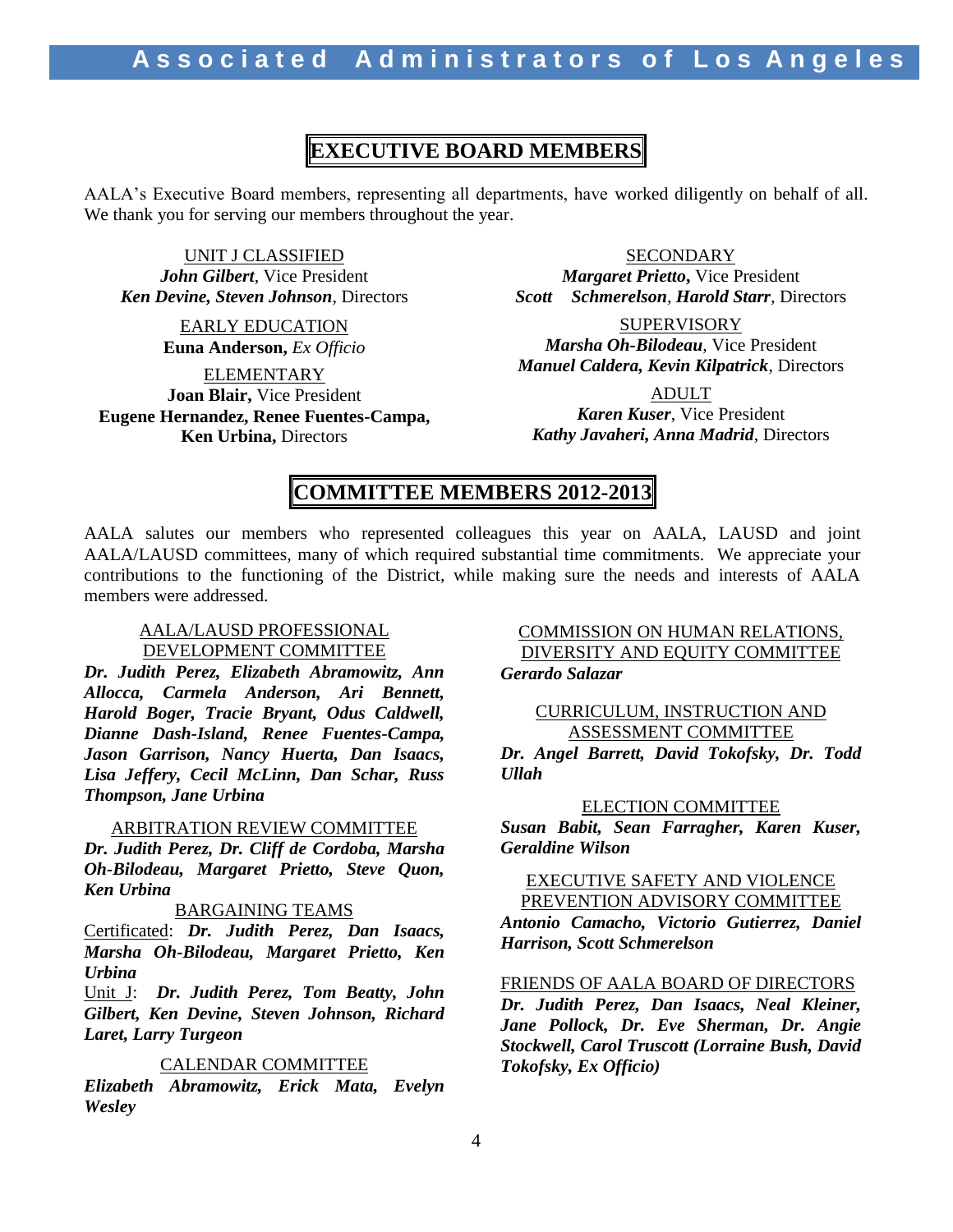# EXECUTIVE BOARD MEMBERS

AALA's Executive Board members, representing all departments, have worked diligently on behalf of all. We thank you for serving our members throughout the year.

UNIT J CLASSIFIED
***John Gilbert***, Vice President
***Ken Devine, Steven Johnson***, Directors

EARLY EDUCATION
**Euna Anderson,** *Ex Officio*

ELEMENTARY
**Joan Blair,** Vice President
**Eugene Hernandez, Renee Fuentes-Campa, Ken Urbina,** Directors

SECONDARY
***Margaret Prietto*****,** Vice President
***Scott Schmerelson***, ***Harold Starr***, Directors

SUPERVISORY
***Marsha Oh-Bilodeau***, Vice President
***Manuel Caldera, Kevin Kilpatrick***, Directors

ADULT
***Karen Kuser***, Vice President
***Kathy Javaheri, Anna Madrid***, Directors

# COMMITTEE MEMBERS 2012-2013

AALA salutes our members who represented colleagues this year on AALA, LAUSD and joint AALA/LAUSD committees, many of which required substantial time commitments. We appreciate your contributions to the functioning of the District, while making sure the needs and interests of AALA members were addressed.

AALA/LAUSD PROFESSIONAL DEVELOPMENT COMMITTEE
***Dr. Judith Perez, Elizabeth Abramowitz, Ann Allocca, Carmela Anderson, Ari Bennett, Harold Boger, Tracie Bryant, Odus Caldwell, Dianne Dash-Island, Renee Fuentes-Campa, Jason Garrison, Nancy Huerta, Dan Isaacs, Lisa Jeffery, Cecil McLinn, Dan Schar, Russ Thompson, Jane Urbina***

ARBITRATION REVIEW COMMITTEE
***Dr. Judith Perez, Dr. Cliff de Cordoba, Marsha Oh-Bilodeau, Margaret Prietto, Steve Quon, Ken Urbina***

BARGAINING TEAMS
Certificated: ***Dr. Judith Perez, Dan Isaacs, Marsha Oh-Bilodeau, Margaret Prietto, Ken Urbina***
Unit J: ***Dr. Judith Perez, Tom Beatty, John Gilbert, Ken Devine, Steven Johnson, Richard Laret, Larry Turgeon***

CALENDAR COMMITTEE
***Elizabeth Abramowitz, Erick Mata, Evelyn Wesley***

COMMISSION ON HUMAN RELATIONS, DIVERSITY AND EQUITY COMMITTEE
***Gerardo Salazar***

CURRICULUM, INSTRUCTION AND ASSESSMENT COMMITTEE
***Dr. Angel Barrett, David Tokofsky, Dr. Todd Ullah***

ELECTION COMMITTEE
***Susan Babit, Sean Farragher, Karen Kuser, Geraldine Wilson***

EXECUTIVE SAFETY AND VIOLENCE PREVENTION ADVISORY COMMITTEE
***Antonio Camacho, Victorio Gutierrez, Daniel Harrison, Scott Schmerelson***

FRIENDS OF AALA BOARD OF DIRECTORS
***Dr. Judith Perez, Dan Isaacs, Neal Kleiner, Jane Pollock, Dr. Eve Sherman, Dr. Angie Stockwell, Carol Truscott (Lorraine Bush, David Tokofsky, Ex Officio)***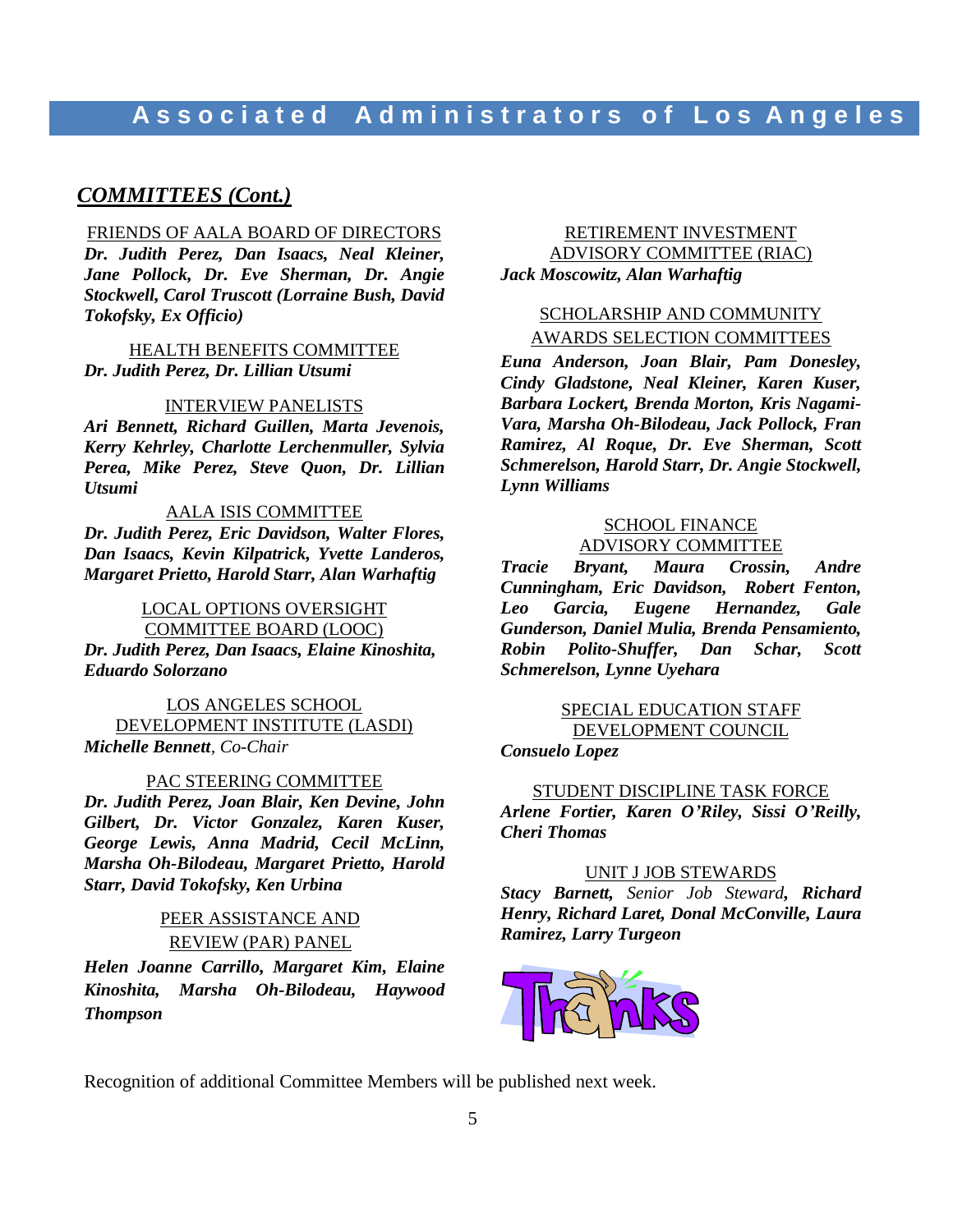## *COMMITTEES (Cont.)*

FRIENDS OF AALA BOARD OF DIRECTORS

***Dr. Judith Perez, Dan Isaacs, Neal Kleiner, Jane Pollock, Dr. Eve Sherman, Dr. Angie Stockwell, Carol Truscott (Lorraine Bush, David Tokofsky, Ex Officio)***

HEALTH BENEFITS COMMITTEE

***Dr. Judith Perez, Dr. Lillian Utsumi***

INTERVIEW PANELISTS

***Ari Bennett, Richard Guillen, Marta Jevenois, Kerry Kehrley, Charlotte Lerchenmuller, Sylvia Perea, Mike Perez, Steve Quon, Dr. Lillian Utsumi***

AALA ISIS COMMITTEE

***Dr. Judith Perez, Eric Davidson, Walter Flores, Dan Isaacs, Kevin Kilpatrick, Yvette Landeros, Margaret Prietto, Harold Starr, Alan Warhaftig***

LOCAL OPTIONS OVERSIGHT COMMITTEE BOARD (LOOC)

***Dr. Judith Perez, Dan Isaacs, Elaine Kinoshita, Eduardo Solorzano***

LOS ANGELES SCHOOL DEVELOPMENT INSTITUTE (LASDI)

***Michelle Bennett**, Co-Chair*

PAC STEERING COMMITTEE

***Dr. Judith Perez, Joan Blair, Ken Devine, John Gilbert, Dr. Victor Gonzalez, Karen Kuser, George Lewis, Anna Madrid, Cecil McLinn, Marsha Oh-Bilodeau, Margaret Prietto, Harold Starr, David Tokofsky, Ken Urbina***

PEER ASSISTANCE AND REVIEW (PAR) PANEL

***Helen Joanne Carrillo, Margaret Kim, Elaine Kinoshita, Marsha Oh-Bilodeau, Haywood Thompson***

RETIREMENT INVESTMENT ADVISORY COMMITTEE (RIAC)

***Jack Moscowitz, Alan Warhaftig***

SCHOLARSHIP AND COMMUNITY AWARDS SELECTION COMMITTEES

***Euna Anderson, Joan Blair, Pam Donesley, Cindy Gladstone, Neal Kleiner, Karen Kuser, Barbara Lockert, Brenda Morton, Kris Nagami-Vara, Marsha Oh-Bilodeau, Jack Pollock, Fran Ramirez, Al Roque, Dr. Eve Sherman, Scott Schmerelson, Harold Starr, Dr. Angie Stockwell, Lynn Williams***

SCHOOL FINANCE ADVISORY COMMITTEE

***Tracie Bryant, Maura Crossin, Andre Cunningham, Eric Davidson, Robert Fenton, Leo Garcia, Eugene Hernandez, Gale Gunderson, Daniel Mulia, Brenda Pensamiento, Robin Polito-Shuffer, Dan Schar, Scott Schmerelson, Lynne Uyehara***

SPECIAL EDUCATION STAFF DEVELOPMENT COUNCIL

***Consuelo Lopez***

STUDENT DISCIPLINE TASK FORCE

***Arlene Fortier, Karen O'Riley, Sissi O'Reilly, Cheri Thomas***

UNIT J JOB STEWARDS

***Stacy Barnett,** Senior Job Steward**, Richard Henry, Richard Laret, Donal McConville, Laura Ramirez, Larry Turgeon***

Thanks

Recognition of additional Committee Members will be published next week.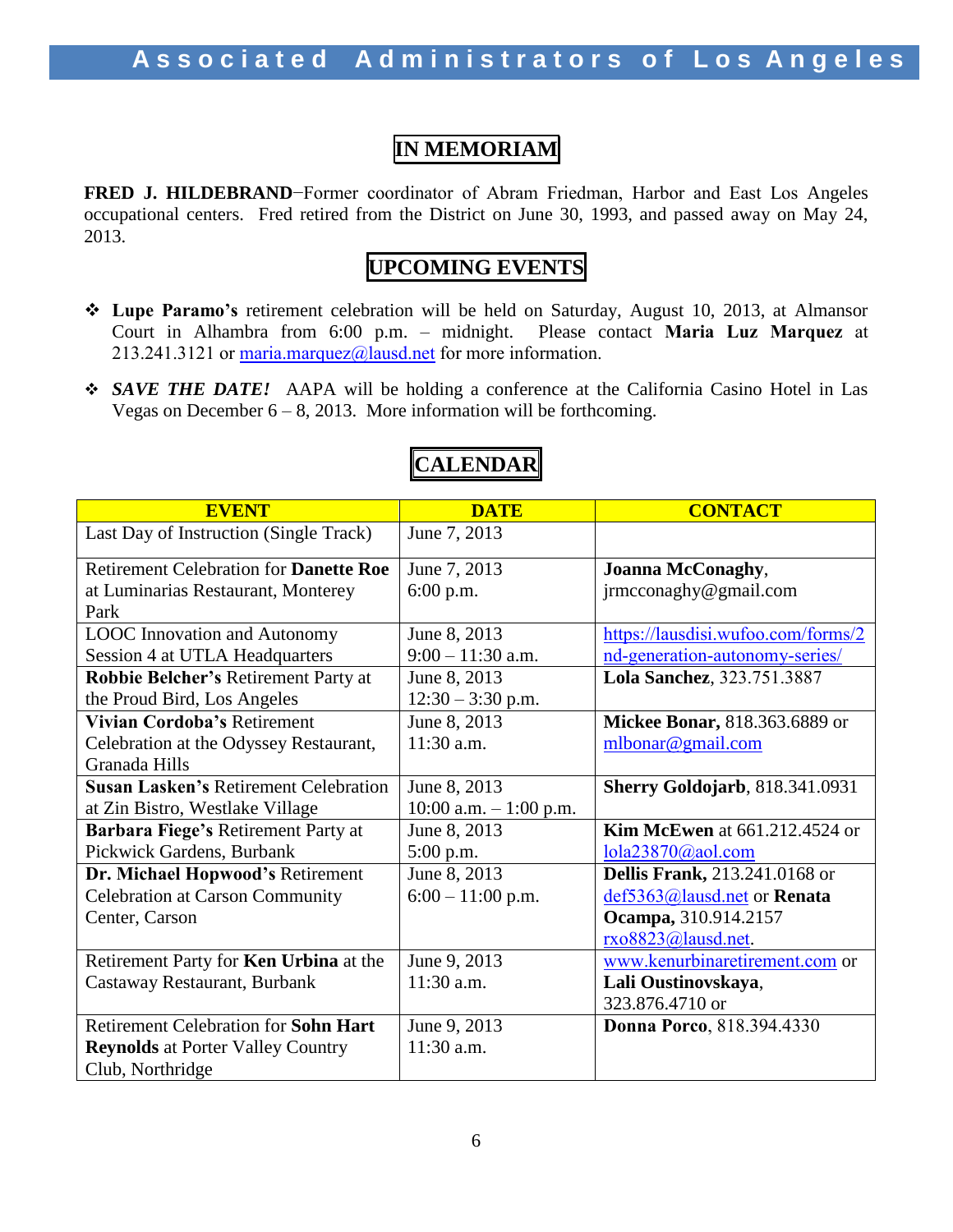# IN MEMORIAM

**FRED J. HILDEBRAND**−Former coordinator of Abram Friedman, Harbor and East Los Angeles occupational centers. Fred retired from the District on June 30, 1993, and passed away on May 24, 2013.

# UPCOMING EVENTS

- **Lupe Paramo's** retirement celebration will be held on Saturday, August 10, 2013, at Almansor Court in Alhambra from 6:00 p.m. – midnight. Please contact **Maria Luz Marquez** at 213.241.3121 or maria.marquez@lausd.net for more information.
- ***SAVE THE DATE!*** AAPA will be holding a conference at the California Casino Hotel in Las Vegas on December 6 – 8, 2013. More information will be forthcoming.

# CALENDAR

| EVENT | DATE | CONTACT |
|---|---|---|
| Last Day of Instruction (Single Track) | June 7, 2013 | |
| Retirement Celebration for **Danette Roe** at Luminarias Restaurant, Monterey Park | June 7, 2013<br>6:00 p.m. | **Joanna McConaghy**, jrmcconaghy@gmail.com |
| LOOC Innovation and Autonomy Session 4 at UTLA Headquarters | June 8, 2013<br>9:00 – 11:30 a.m. | https://lausdisi.wufoo.com/forms/2nd-generation-autonomy-series/ |
| **Robbie Belcher's** Retirement Party at the Proud Bird, Los Angeles | June 8, 2013<br>12:30 – 3:30 p.m. | **Lola Sanchez**, 323.751.3887 |
| **Vivian Cordoba's** Retirement Celebration at the Odyssey Restaurant, Granada Hills | June 8, 2013<br>11:30 a.m. | **Mickee Bonar,** 818.363.6889 or mlbonar@gmail.com |
| **Susan Lasken's** Retirement Celebration at Zin Bistro, Westlake Village | June 8, 2013<br>10:00 a.m. – 1:00 p.m. | **Sherry Goldojarb**, 818.341.0931 |
| **Barbara Fiege's** Retirement Party at Pickwick Gardens, Burbank | June 8, 2013<br>5:00 p.m. | **Kim McEwen** at 661.212.4524 or lola23870@aol.com |
| **Dr. Michael Hopwood's** Retirement Celebration at Carson Community Center, Carson | June 8, 2013<br>6:00 – 11:00 p.m. | **Dellis Frank,** 213.241.0168 or def5363@lausd.net or **Renata Ocampa,** 310.914.2157 rxo8823@lausd.net. |
| Retirement Party for **Ken Urbina** at the Castaway Restaurant, Burbank | June 9, 2013<br>11:30 a.m. | www.kenurbinaretirement.com or **Lali Oustinovskaya**, 323.876.4710 or |
| Retirement Celebration for **Sohn Hart Reynolds** at Porter Valley Country Club, Northridge | June 9, 2013<br>11:30 a.m. | **Donna Porco**, 818.394.4330 |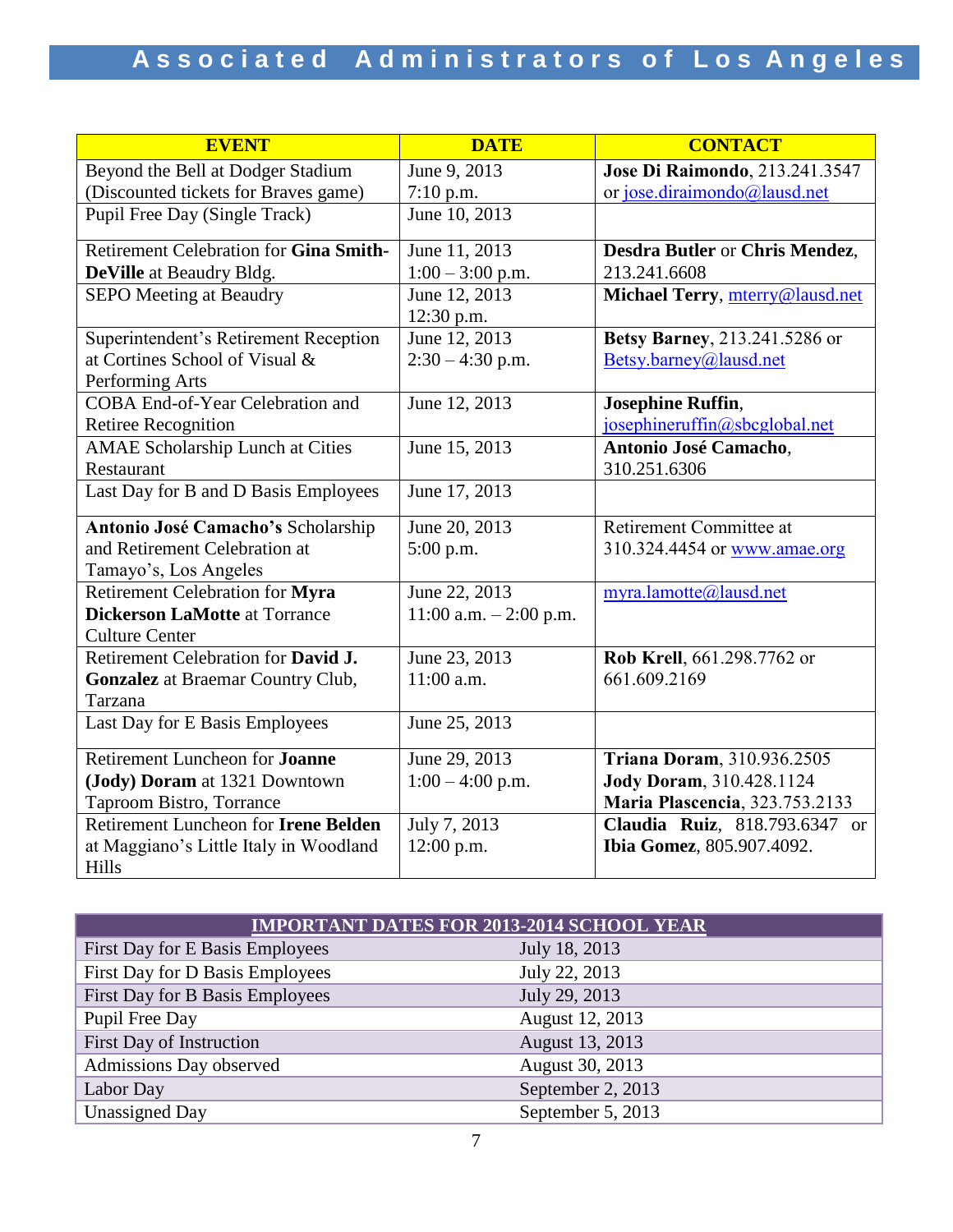| EVENT | DATE | CONTACT |
|---|---|---|
| Beyond the Bell at Dodger Stadium (Discounted tickets for Braves game) | June 9, 2013 7:10 p.m. | **Jose Di Raimondo**, 213.241.3547 or jose.diraimondo@lausd.net |
| Pupil Free Day (Single Track) | June 10, 2013 | |
| Retirement Celebration for **Gina Smith-DeVille** at Beaudry Bldg. | June 11, 2013 1:00 – 3:00 p.m. | **Desdra Butler** or **Chris Mendez**, 213.241.6608 |
| SEPO Meeting at Beaudry | June 12, 2013 12:30 p.m. | **Michael Terry**, mterry@lausd.net |
| Superintendent's Retirement Reception at Cortines School of Visual & Performing Arts | June 12, 2013 2:30 – 4:30 p.m. | **Betsy Barney**, 213.241.5286 or Betsy.barney@lausd.net |
| COBA End-of-Year Celebration and Retiree Recognition | June 12, 2013 | **Josephine Ruffin**, josephineruffin@sbcglobal.net |
| AMAE Scholarship Lunch at Cities Restaurant | June 15, 2013 | **Antonio José Camacho**, 310.251.6306 |
| Last Day for B and D Basis Employees | June 17, 2013 | |
| **Antonio José Camacho's** Scholarship and Retirement Celebration at Tamayo's, Los Angeles | June 20, 2013 5:00 p.m. | Retirement Committee at 310.324.4454 or www.amae.org |
| Retirement Celebration for **Myra Dickerson LaMotte** at Torrance Culture Center | June 22, 2013 11:00 a.m. – 2:00 p.m. | myra.lamotte@lausd.net |
| Retirement Celebration for **David J. Gonzalez** at Braemar Country Club, Tarzana | June 23, 2013 11:00 a.m. | **Rob Krell**, 661.298.7762 or 661.609.2169 |
| Last Day for E Basis Employees | June 25, 2013 | |
| Retirement Luncheon for **Joanne (Jody) Doram** at 1321 Downtown Taproom Bistro, Torrance | June 29, 2013 1:00 – 4:00 p.m. | **Triana Doram**, 310.936.2505 **Jody Doram**, 310.428.1124 **Maria Plascencia**, 323.753.2133 |
| Retirement Luncheon for **Irene Belden** at Maggiano's Little Italy in Woodland Hills | July 7, 2013 12:00 p.m. | **Claudia Ruiz**, 818.793.6347 or **Ibia Gomez**, 805.907.4092. |

| IMPORTANT DATES FOR 2013-2014 SCHOOL YEAR | |
|---|---|
| First Day for E Basis Employees | July 18, 2013 |
| First Day for D Basis Employees | July 22, 2013 |
| First Day for B Basis Employees | July 29, 2013 |
| Pupil Free Day | August 12, 2013 |
| First Day of Instruction | August 13, 2013 |
| Admissions Day observed | August 30, 2013 |
| Labor Day | September 2, 2013 |
| Unassigned Day | September 5, 2013 |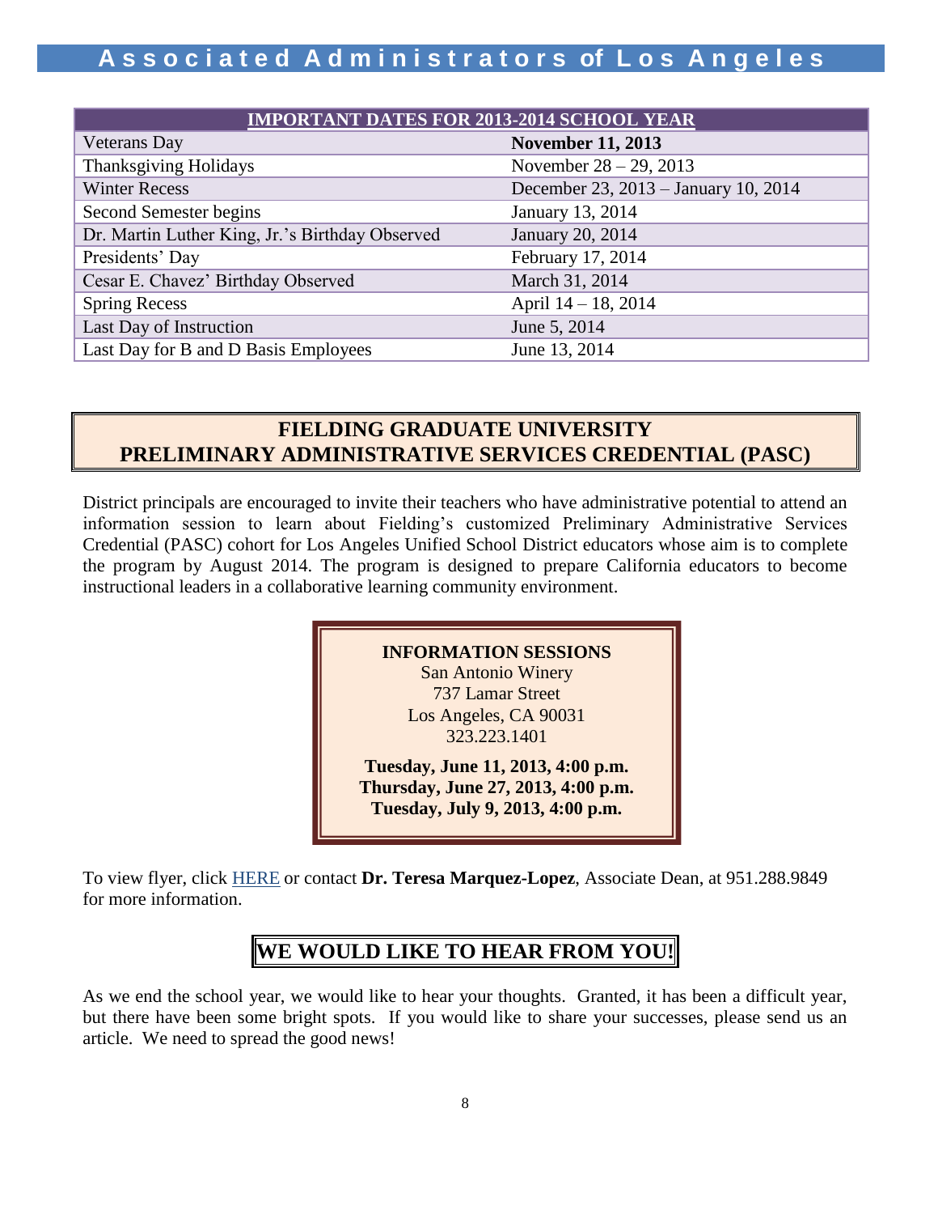| IMPORTANT DATES FOR 2013-2014 SCHOOL YEAR | |
|---|---|
| Veterans Day | **November 11, 2013** |
| Thanksgiving Holidays | November 28 – 29, 2013 |
| Winter Recess | December 23, 2013 – January 10, 2014 |
| Second Semester begins | January 13, 2014 |
| Dr. Martin Luther King, Jr.'s Birthday Observed | January 20, 2014 |
| Presidents' Day | February 17, 2014 |
| Cesar E. Chavez' Birthday Observed | March 31, 2014 |
| Spring Recess | April 14 – 18, 2014 |
| Last Day of Instruction | June 5, 2014 |
| Last Day for B and D Basis Employees | June 13, 2014 |

## FIELDING GRADUATE UNIVERSITY PRELIMINARY ADMINISTRATIVE SERVICES CREDENTIAL (PASC)

District principals are encouraged to invite their teachers who have administrative potential to attend an information session to learn about Fielding's customized Preliminary Administrative Services Credential (PASC) cohort for Los Angeles Unified School District educators whose aim is to complete the program by August 2014. The program is designed to prepare California educators to become instructional leaders in a collaborative learning community environment.

**INFORMATION SESSIONS**
San Antonio Winery
737 Lamar Street
Los Angeles, CA 90031
323.223.1401

**Tuesday, June 11, 2013, 4:00 p.m.**
**Thursday, June 27, 2013, 4:00 p.m.**
**Tuesday, July 9, 2013, 4:00 p.m.**

To view flyer, click HERE or contact **Dr. Teresa Marquez-Lopez**, Associate Dean, at 951.288.9849 for more information.

## WE WOULD LIKE TO HEAR FROM YOU!

As we end the school year, we would like to hear your thoughts. Granted, it has been a difficult year, but there have been some bright spots. If you would like to share your successes, please send us an article. We need to spread the good news!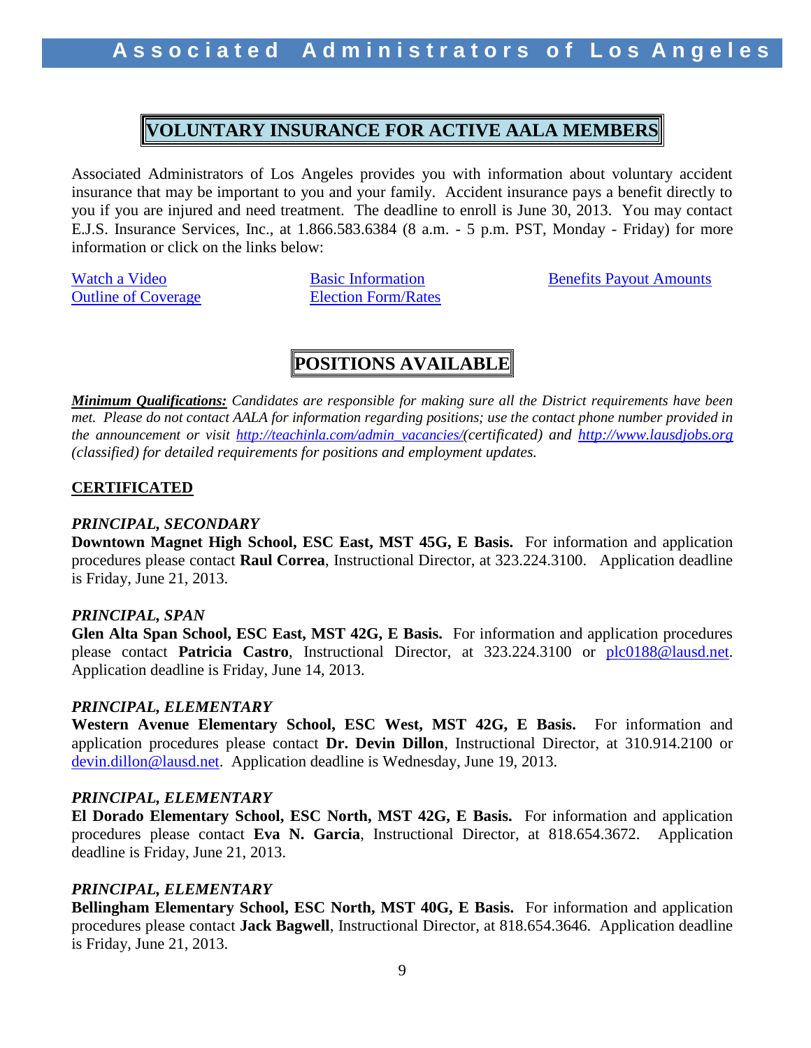## VOLUNTARY INSURANCE FOR ACTIVE AALA MEMBERS

Associated Administrators of Los Angeles provides you with information about voluntary accident insurance that may be important to you and your family. Accident insurance pays a benefit directly to you if you are injured and need treatment. The deadline to enroll is June 30, 2013. You may contact E.J.S. Insurance Services, Inc., at 1.866.583.6384 (8 a.m. - 5 p.m. PST, Monday - Friday) for more information or click on the links below:

Watch a Video | Basic Information | Benefits Payout Amounts
Outline of Coverage | Election Form/Rates

## POSITIONS AVAILABLE

***Minimum Qualifications:*** *Candidates are responsible for making sure all the District requirements have been met. Please do not contact AALA for information regarding positions; use the contact phone number provided in the announcement or visit http://teachinla.com/admin_vacancies/(certificated) and http://www.lausdjobs.org (classified) for detailed requirements for positions and employment updates.*

**CERTIFICATED**

***PRINCIPAL, SECONDARY***
**Downtown Magnet High School, ESC East, MST 45G, E Basis.** For information and application procedures please contact **Raul Correa**, Instructional Director, at 323.224.3100. Application deadline is Friday, June 21, 2013.

***PRINCIPAL, SPAN***
**Glen Alta Span School, ESC East, MST 42G, E Basis.** For information and application procedures please contact **Patricia Castro**, Instructional Director, at 323.224.3100 or plc0188@lausd.net. Application deadline is Friday, June 14, 2013.

***PRINCIPAL, ELEMENTARY***
**Western Avenue Elementary School, ESC West, MST 42G, E Basis.** For information and application procedures please contact **Dr. Devin Dillon**, Instructional Director, at 310.914.2100 or devin.dillon@lausd.net. Application deadline is Wednesday, June 19, 2013.

***PRINCIPAL, ELEMENTARY***
**El Dorado Elementary School, ESC North, MST 42G, E Basis.** For information and application procedures please contact **Eva N. Garcia**, Instructional Director, at 818.654.3672. Application deadline is Friday, June 21, 2013.

***PRINCIPAL, ELEMENTARY***
**Bellingham Elementary School, ESC North, MST 40G, E Basis.** For information and application procedures please contact **Jack Bagwell**, Instructional Director, at 818.654.3646. Application deadline is Friday, June 21, 2013.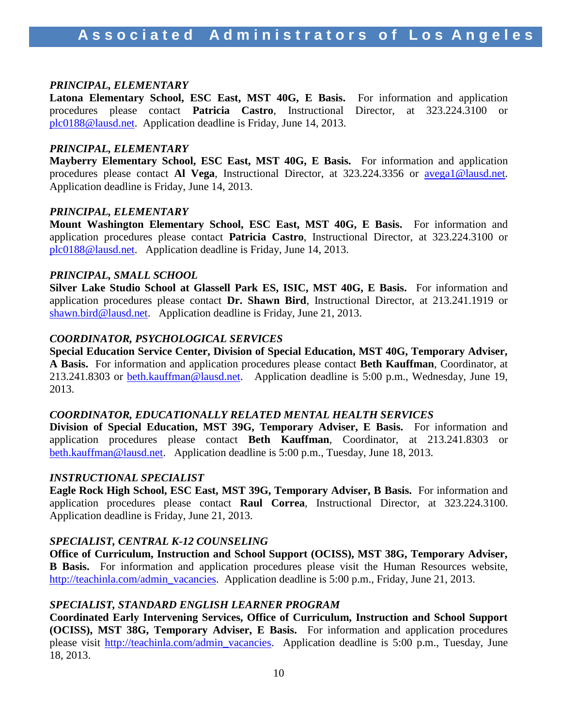***PRINCIPAL, ELEMENTARY***

**Latona Elementary School, ESC East, MST 40G, E Basis.** For information and application procedures please contact **Patricia Castro**, Instructional Director, at 323.224.3100 or plc0188@lausd.net. Application deadline is Friday, June 14, 2013.

***PRINCIPAL, ELEMENTARY***

**Mayberry Elementary School, ESC East, MST 40G, E Basis.** For information and application procedures please contact **Al Vega**, Instructional Director, at 323.224.3356 or avega1@lausd.net. Application deadline is Friday, June 14, 2013.

***PRINCIPAL, ELEMENTARY***

**Mount Washington Elementary School, ESC East, MST 40G, E Basis.** For information and application procedures please contact **Patricia Castro**, Instructional Director, at 323.224.3100 or plc0188@lausd.net. Application deadline is Friday, June 14, 2013.

***PRINCIPAL, SMALL SCHOOL***

**Silver Lake Studio School at Glassell Park ES, ISIC, MST 40G, E Basis.** For information and application procedures please contact **Dr. Shawn Bird**, Instructional Director, at 213.241.1919 or shawn.bird@lausd.net. Application deadline is Friday, June 21, 2013.

***COORDINATOR, PSYCHOLOGICAL SERVICES***

**Special Education Service Center, Division of Special Education, MST 40G, Temporary Adviser, A Basis.** For information and application procedures please contact **Beth Kauffman**, Coordinator, at 213.241.8303 or beth.kauffman@lausd.net. Application deadline is 5:00 p.m., Wednesday, June 19, 2013.

***COORDINATOR, EDUCATIONALLY RELATED MENTAL HEALTH SERVICES***

**Division of Special Education, MST 39G, Temporary Adviser, E Basis.** For information and application procedures please contact **Beth Kauffman**, Coordinator, at 213.241.8303 or beth.kauffman@lausd.net. Application deadline is 5:00 p.m., Tuesday, June 18, 2013.

***INSTRUCTIONAL SPECIALIST***

**Eagle Rock High School, ESC East, MST 39G, Temporary Adviser, B Basis.** For information and application procedures please contact **Raul Correa**, Instructional Director, at 323.224.3100. Application deadline is Friday, June 21, 2013.

***SPECIALIST, CENTRAL K-12 COUNSELING***

**Office of Curriculum, Instruction and School Support (OCISS), MST 38G, Temporary Adviser, B Basis.** For information and application procedures please visit the Human Resources website, http://teachinla.com/admin_vacancies. Application deadline is 5:00 p.m., Friday, June 21, 2013.

***SPECIALIST, STANDARD ENGLISH LEARNER PROGRAM***

**Coordinated Early Intervening Services, Office of Curriculum, Instruction and School Support (OCISS), MST 38G, Temporary Adviser, E Basis.** For information and application procedures please visit http://teachinla.com/admin_vacancies. Application deadline is 5:00 p.m., Tuesday, June 18, 2013.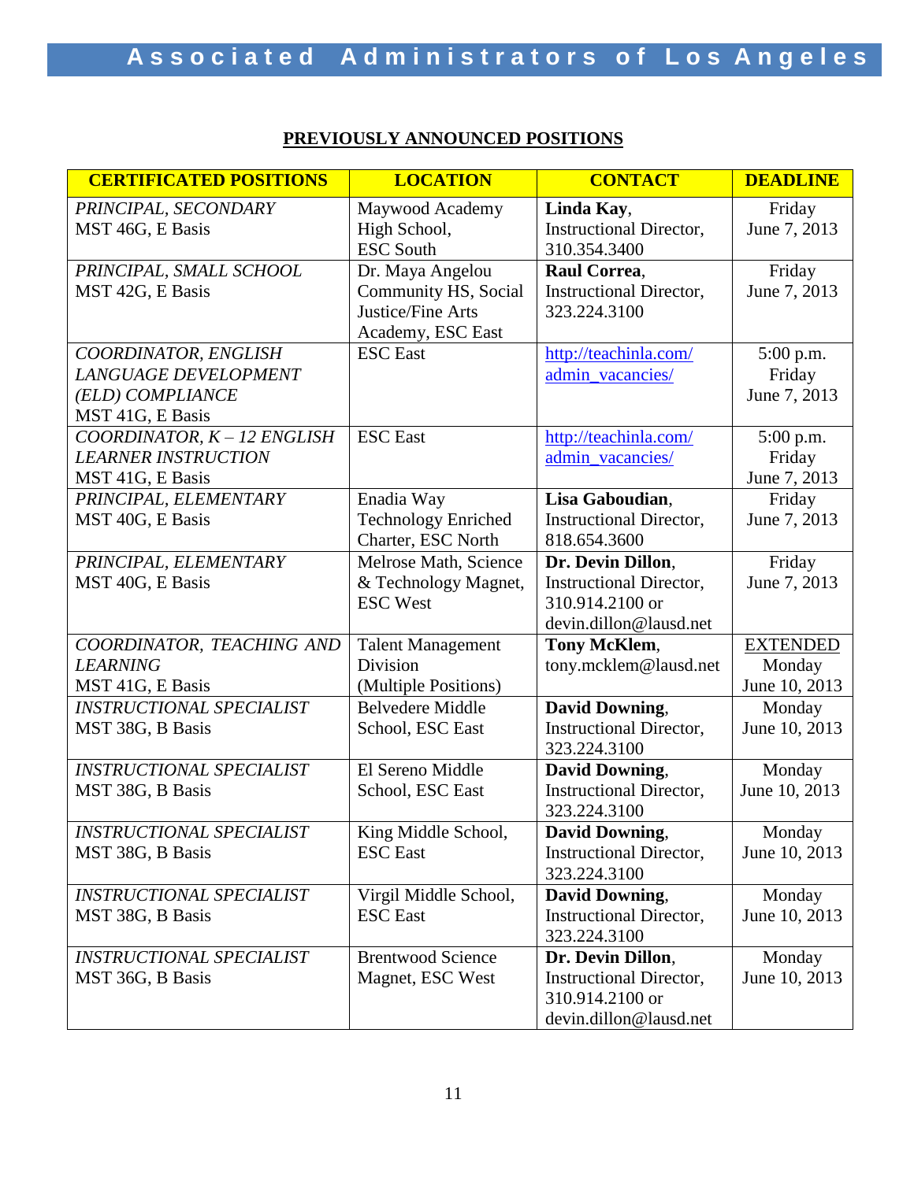## PREVIOUSLY ANNOUNCED POSITIONS

| CERTIFICATED POSITIONS | LOCATION | CONTACT | DEADLINE |
|---|---|---|---|
| *PRINCIPAL, SECONDARY* MST 46G, E Basis | Maywood Academy High School, ESC South | **Linda Kay**, Instructional Director, 310.354.3400 | Friday June 7, 2013 |
| *PRINCIPAL, SMALL SCHOOL* MST 42G, E Basis | Dr. Maya Angelou Community HS, Social Justice/Fine Arts Academy, ESC East | **Raul Correa**, Instructional Director, 323.224.3100 | Friday June 7, 2013 |
| *COORDINATOR, ENGLISH LANGUAGE DEVELOPMENT (ELD) COMPLIANCE* MST 41G, E Basis | ESC East | http://teachinla.com/admin_vacancies/ | 5:00 p.m. Friday June 7, 2013 |
| *COORDINATOR, K – 12 ENGLISH LEARNER INSTRUCTION* MST 41G, E Basis | ESC East | http://teachinla.com/admin_vacancies/ | 5:00 p.m. Friday June 7, 2013 |
| *PRINCIPAL, ELEMENTARY* MST 40G, E Basis | Enadia Way Technology Enriched Charter, ESC North | **Lisa Gaboudian**, Instructional Director, 818.654.3600 | Friday June 7, 2013 |
| *PRINCIPAL, ELEMENTARY* MST 40G, E Basis | Melrose Math, Science & Technology Magnet, ESC West | **Dr. Devin Dillon**, Instructional Director, 310.914.2100 or devin.dillon@lausd.net | Friday June 7, 2013 |
| *COORDINATOR, TEACHING AND LEARNING* MST 41G, E Basis | Talent Management Division (Multiple Positions) | **Tony McKlem**, tony.mcklem@lausd.net | EXTENDED Monday June 10, 2013 |
| *INSTRUCTIONAL SPECIALIST* MST 38G, B Basis | Belvedere Middle School, ESC East | **David Downing**, Instructional Director, 323.224.3100 | Monday June 10, 2013 |
| *INSTRUCTIONAL SPECIALIST* MST 38G, B Basis | El Sereno Middle School, ESC East | **David Downing**, Instructional Director, 323.224.3100 | Monday June 10, 2013 |
| *INSTRUCTIONAL SPECIALIST* MST 38G, B Basis | King Middle School, ESC East | **David Downing**, Instructional Director, 323.224.3100 | Monday June 10, 2013 |
| *INSTRUCTIONAL SPECIALIST* MST 38G, B Basis | Virgil Middle School, ESC East | **David Downing**, Instructional Director, 323.224.3100 | Monday June 10, 2013 |
| *INSTRUCTIONAL SPECIALIST* MST 36G, B Basis | Brentwood Science Magnet, ESC West | **Dr. Devin Dillon**, Instructional Director, 310.914.2100 or devin.dillon@lausd.net | Monday June 10, 2013 |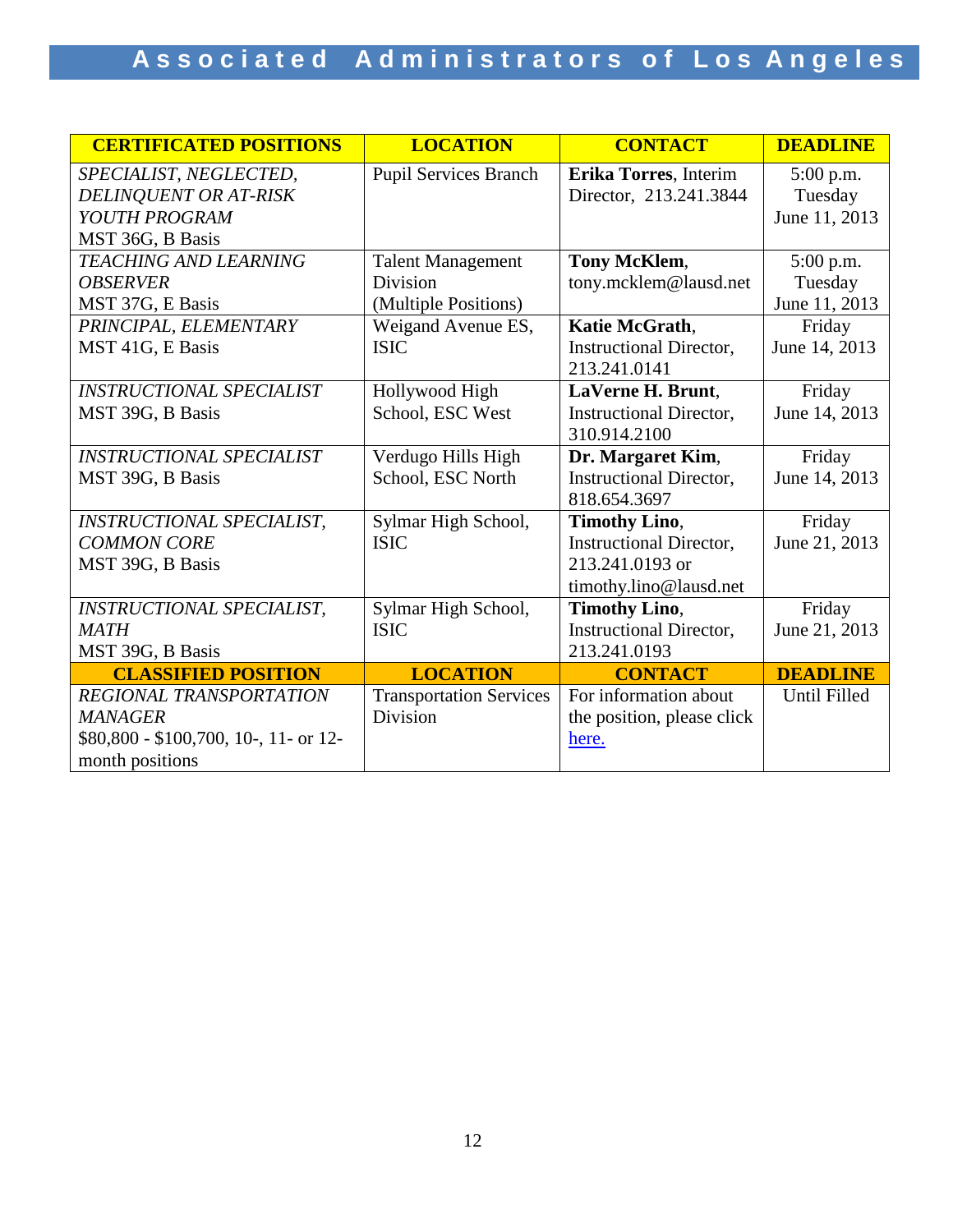| CERTIFICATED POSITIONS | LOCATION | CONTACT | DEADLINE |
|---|---|---|---|
| *SPECIALIST, NEGLECTED, DELINQUENT OR AT-RISK YOUTH PROGRAM* MST 36G, B Basis | Pupil Services Branch | **Erika Torres**, Interim Director, 213.241.3844 | 5:00 p.m. Tuesday June 11, 2013 |
| *TEACHING AND LEARNING OBSERVER* MST 37G, E Basis | Talent Management Division (Multiple Positions) | **Tony McKlem**, tony.mcklem@lausd.net | 5:00 p.m. Tuesday June 11, 2013 |
| *PRINCIPAL, ELEMENTARY* MST 41G, E Basis | Weigand Avenue ES, ISIC | **Katie McGrath**, Instructional Director, 213.241.0141 | Friday June 14, 2013 |
| *INSTRUCTIONAL SPECIALIST* MST 39G, B Basis | Hollywood High School, ESC West | **LaVerne H. Brunt**, Instructional Director, 310.914.2100 | Friday June 14, 2013 |
| *INSTRUCTIONAL SPECIALIST* MST 39G, B Basis | Verdugo Hills High School, ESC North | **Dr. Margaret Kim**, Instructional Director, 818.654.3697 | Friday June 14, 2013 |
| *INSTRUCTIONAL SPECIALIST, COMMON CORE* MST 39G, B Basis | Sylmar High School, ISIC | **Timothy Lino**, Instructional Director, 213.241.0193 or timothy.lino@lausd.net | Friday June 21, 2013 |
| *INSTRUCTIONAL SPECIALIST, MATH* MST 39G, B Basis | Sylmar High School, ISIC | **Timothy Lino**, Instructional Director, 213.241.0193 | Friday June 21, 2013 |
| **CLASSIFIED POSITION** | **LOCATION** | **CONTACT** | **DEADLINE** |
| *REGIONAL TRANSPORTATION MANAGER* $80,800 - $100,700, 10-, 11- or 12-month positions | Transportation Services Division | For information about the position, please click here. | Until Filled |